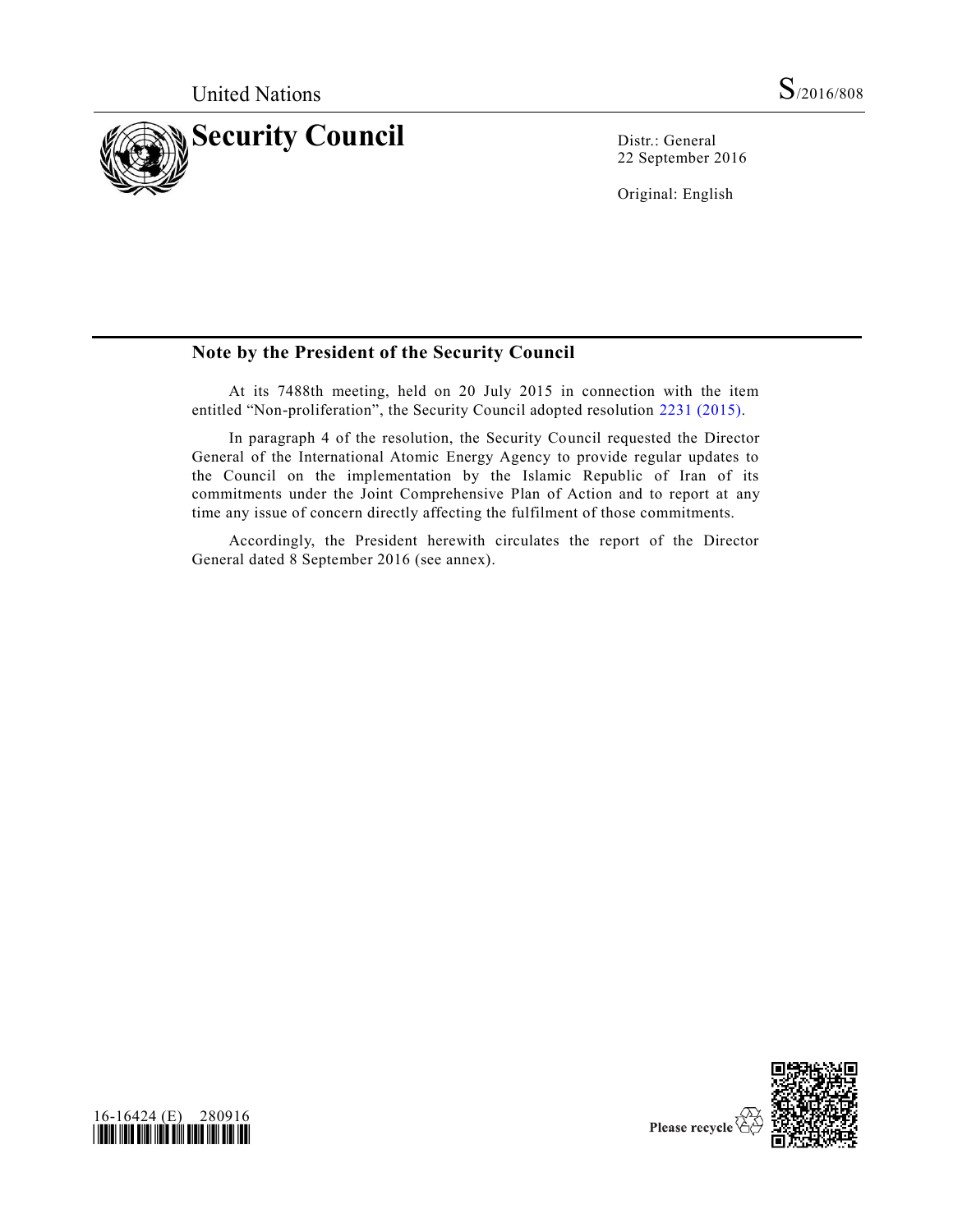United Nations S/2016/808

# Security Council

Distr.: General
22 September 2016

Original: English

## Note by the President of the Security Council

At its 7488th meeting, held on 20 July 2015 in connection with the item entitled "Non-proliferation", the Security Council adopted resolution 2231 (2015).

In paragraph 4 of the resolution, the Security Council requested the Director General of the International Atomic Energy Agency to provide regular updates to the Council on the implementation by the Islamic Republic of Iran of its commitments under the Joint Comprehensive Plan of Action and to report at any time any issue of concern directly affecting the fulfilment of those commitments.

Accordingly, the President herewith circulates the report of the Director General dated 8 September 2016 (see annex).

16-16424 (E) 280916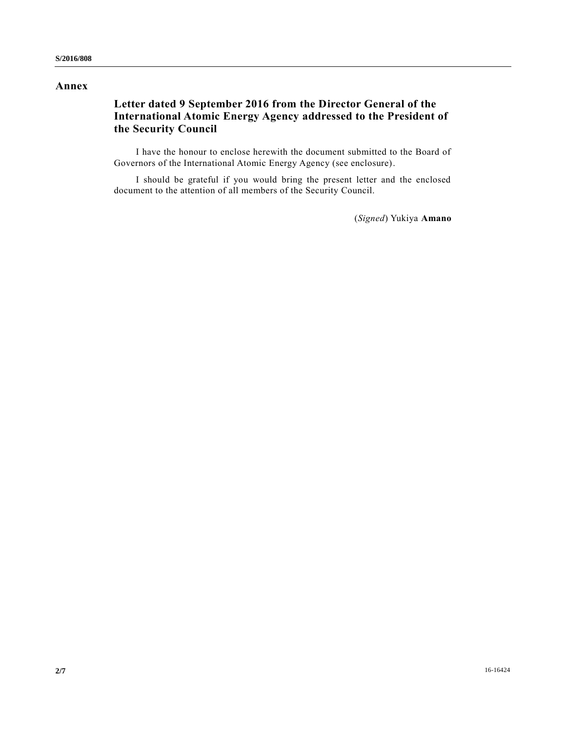# Annex

## Letter dated 9 September 2016 from the Director General of the International Atomic Energy Agency addressed to the President of the Security Council

I have the honour to enclose herewith the document submitted to the Board of Governors of the International Atomic Energy Agency (see enclosure).

I should be grateful if you would bring the present letter and the enclosed document to the attention of all members of the Security Council.

(*Signed*) Yukiya **Amano**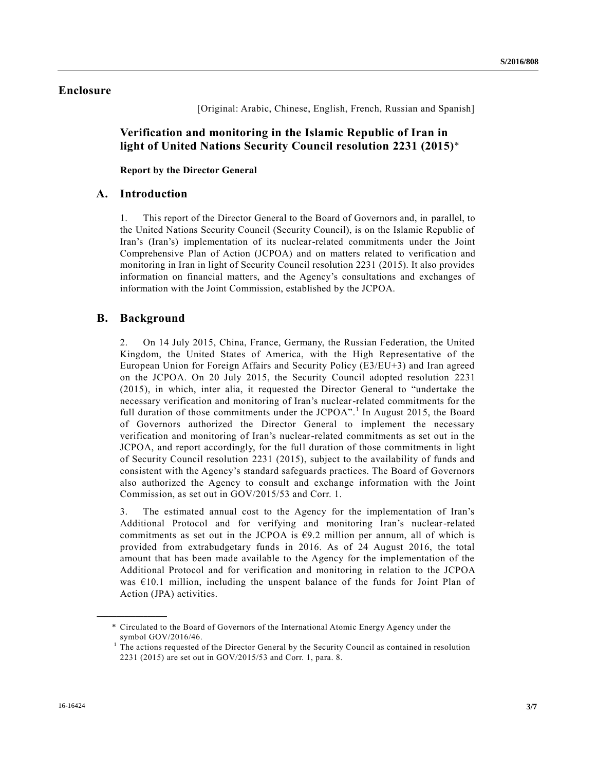## Enclosure

[Original: Arabic, Chinese, English, French, Russian and Spanish]

# Verification and monitoring in the Islamic Republic of Iran in light of United Nations Security Council resolution 2231 (2015)*

**Report by the Director General**

## A. Introduction

1. This report of the Director General to the Board of Governors and, in parallel, to the United Nations Security Council (Security Council), is on the Islamic Republic of Iran's (Iran's) implementation of its nuclear-related commitments under the Joint Comprehensive Plan of Action (JCPOA) and on matters related to verification and monitoring in Iran in light of Security Council resolution 2231 (2015). It also provides information on financial matters, and the Agency's consultations and exchanges of information with the Joint Commission, established by the JCPOA.

## B. Background

2. On 14 July 2015, China, France, Germany, the Russian Federation, the United Kingdom, the United States of America, with the High Representative of the European Union for Foreign Affairs and Security Policy (E3/EU+3) and Iran agreed on the JCPOA. On 20 July 2015, the Security Council adopted resolution 2231 (2015), in which, inter alia, it requested the Director General to "undertake the necessary verification and monitoring of Iran's nuclear-related commitments for the full duration of those commitments under the JCPOA".[1] In August 2015, the Board of Governors authorized the Director General to implement the necessary verification and monitoring of Iran's nuclear-related commitments as set out in the JCPOA, and report accordingly, for the full duration of those commitments in light of Security Council resolution 2231 (2015), subject to the availability of funds and consistent with the Agency's standard safeguards practices. The Board of Governors also authorized the Agency to consult and exchange information with the Joint Commission, as set out in GOV/2015/53 and Corr. 1.

3. The estimated annual cost to the Agency for the implementation of Iran's Additional Protocol and for verifying and monitoring Iran's nuclear-related commitments as set out in the JCPOA is €9.2 million per annum, all of which is provided from extrabudgetary funds in 2016. As of 24 August 2016, the total amount that has been made available to the Agency for the implementation of the Additional Protocol and for verification and monitoring in relation to the JCPOA was €10.1 million, including the unspent balance of the funds for Joint Plan of Action (JPA) activities.

---

\* Circulated to the Board of Governors of the International Atomic Energy Agency under the symbol GOV/2016/46.

[1] The actions requested of the Director General by the Security Council as contained in resolution 2231 (2015) are set out in GOV/2015/53 and Corr. 1, para. 8.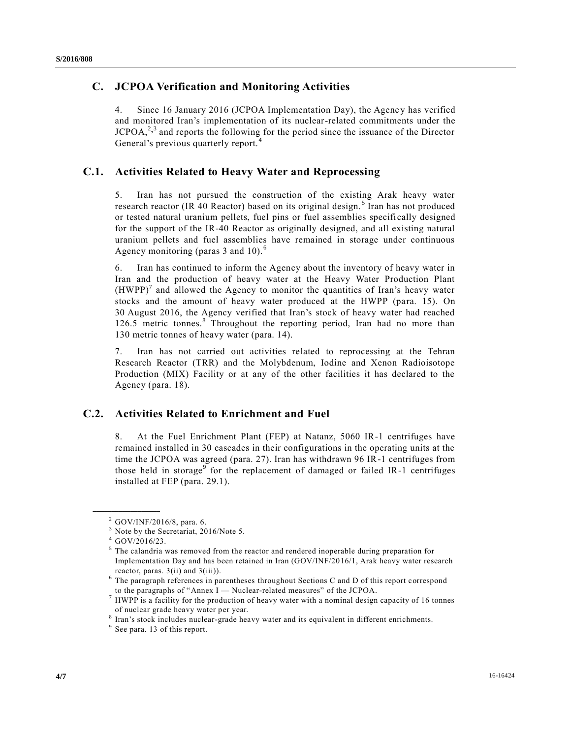## C. JCPOA Verification and Monitoring Activities

4. Since 16 January 2016 (JCPOA Implementation Day), the Agency has verified and monitored Iran's implementation of its nuclear-related commitments under the JCPOA,[2,3] and reports the following for the period since the issuance of the Director General's previous quarterly report.[4]

## C.1. Activities Related to Heavy Water and Reprocessing

5. Iran has not pursued the construction of the existing Arak heavy water research reactor (IR 40 Reactor) based on its original design.[5] Iran has not produced or tested natural uranium pellets, fuel pins or fuel assemblies specifically designed for the support of the IR-40 Reactor as originally designed, and all existing natural uranium pellets and fuel assemblies have remained in storage under continuous Agency monitoring (paras 3 and 10).[6]

6. Iran has continued to inform the Agency about the inventory of heavy water in Iran and the production of heavy water at the Heavy Water Production Plant (HWPP)[7] and allowed the Agency to monitor the quantities of Iran's heavy water stocks and the amount of heavy water produced at the HWPP (para. 15). On 30 August 2016, the Agency verified that Iran's stock of heavy water had reached 126.5 metric tonnes.[8] Throughout the reporting period, Iran had no more than 130 metric tonnes of heavy water (para. 14).

7. Iran has not carried out activities related to reprocessing at the Tehran Research Reactor (TRR) and the Molybdenum, Iodine and Xenon Radioisotope Production (MIX) Facility or at any of the other facilities it has declared to the Agency (para. 18).

## C.2. Activities Related to Enrichment and Fuel

8. At the Fuel Enrichment Plant (FEP) at Natanz, 5060 IR-1 centrifuges have remained installed in 30 cascades in their configurations in the operating units at the time the JCPOA was agreed (para. 27). Iran has withdrawn 96 IR-1 centrifuges from those held in storage[9] for the replacement of damaged or failed IR-1 centrifuges installed at FEP (para. 29.1).

---

[2] GOV/INF/2016/8, para. 6.

[3] Note by the Secretariat, 2016/Note 5.

[4] GOV/2016/23.

[5] The calandria was removed from the reactor and rendered inoperable during preparation for Implementation Day and has been retained in Iran (GOV/INF/2016/1, Arak heavy water research reactor, paras. 3(ii) and 3(iii)).

[6] The paragraph references in parentheses throughout Sections C and D of this report correspond to the paragraphs of "Annex I — Nuclear-related measures" of the JCPOA.

[7] HWPP is a facility for the production of heavy water with a nominal design capacity of 16 tonnes of nuclear grade heavy water per year.

[8] Iran's stock includes nuclear-grade heavy water and its equivalent in different enrichments.

[9] See para. 13 of this report.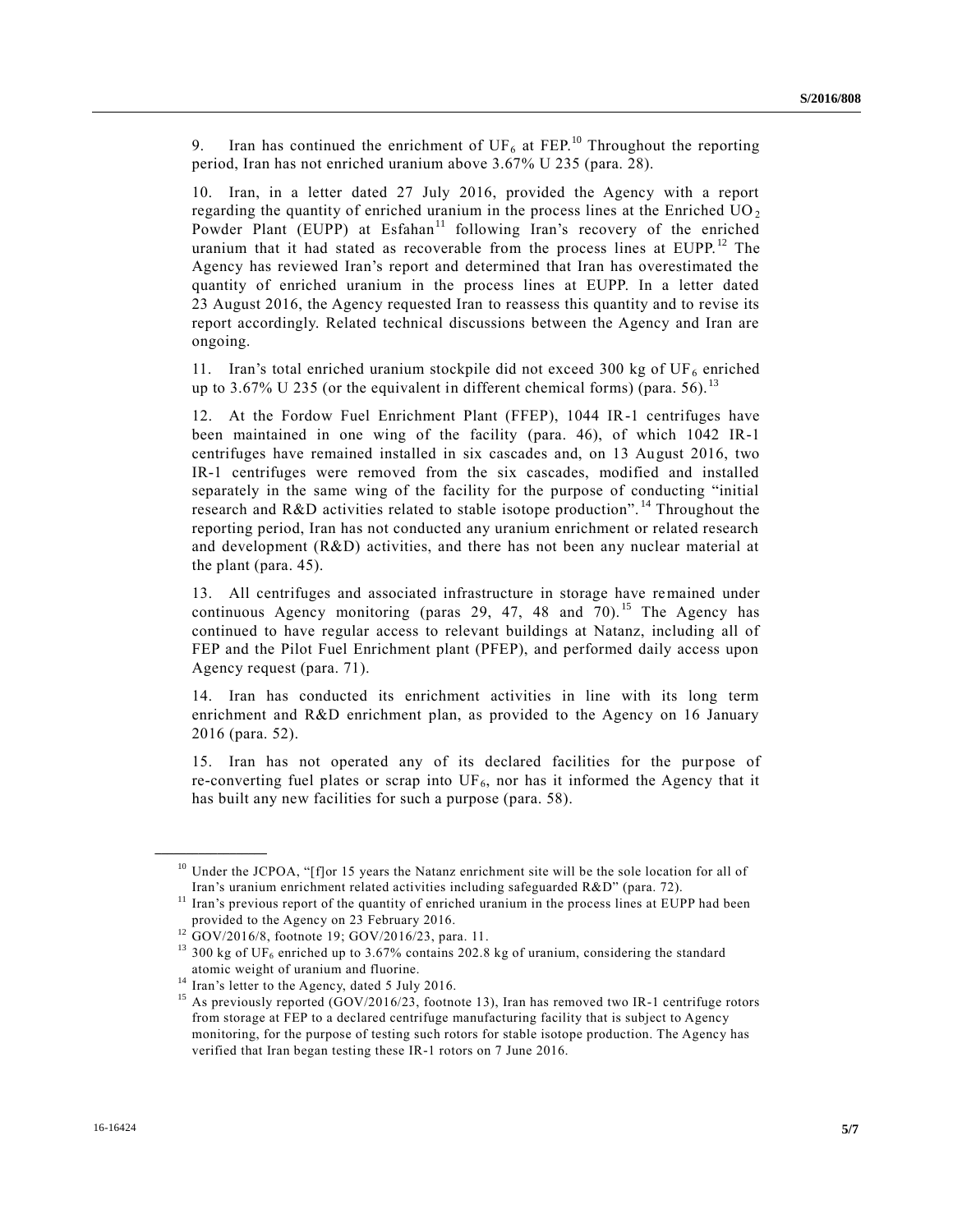9. Iran has continued the enrichment of $UF_6$ at FEP.[10] Throughout the reporting period, Iran has not enriched uranium above 3.67% U 235 (para. 28).

10. Iran, in a letter dated 27 July 2016, provided the Agency with a report regarding the quantity of enriched uranium in the process lines at the Enriched $UO_2$ Powder Plant (EUPP) at Esfahan[11] following Iran's recovery of the enriched uranium that it had stated as recoverable from the process lines at EUPP.[12] The Agency has reviewed Iran's report and determined that Iran has overestimated the quantity of enriched uranium in the process lines at EUPP. In a letter dated 23 August 2016, the Agency requested Iran to reassess this quantity and to revise its report accordingly. Related technical discussions between the Agency and Iran are ongoing.

11. Iran's total enriched uranium stockpile did not exceed 300 kg of $UF_6$ enriched up to 3.67% U 235 (or the equivalent in different chemical forms) (para. 56).[13]

12. At the Fordow Fuel Enrichment Plant (FFEP), 1044 IR-1 centrifuges have been maintained in one wing of the facility (para. 46), of which 1042 IR-1 centrifuges have remained installed in six cascades and, on 13 August 2016, two IR-1 centrifuges were removed from the six cascades, modified and installed separately in the same wing of the facility for the purpose of conducting "initial research and R&D activities related to stable isotope production".[14] Throughout the reporting period, Iran has not conducted any uranium enrichment or related research and development (R&D) activities, and there has not been any nuclear material at the plant (para. 45).

13. All centrifuges and associated infrastructure in storage have remained under continuous Agency monitoring (paras 29, 47, 48 and 70).[15] The Agency has continued to have regular access to relevant buildings at Natanz, including all of FEP and the Pilot Fuel Enrichment plant (PFEP), and performed daily access upon Agency request (para. 71).

14. Iran has conducted its enrichment activities in line with its long term enrichment and R&D enrichment plan, as provided to the Agency on 16 January 2016 (para. 52).

15. Iran has not operated any of its declared facilities for the purpose of re-converting fuel plates or scrap into $UF_6$, nor has it informed the Agency that it has built any new facilities for such a purpose (para. 58).

---

[10] Under the JCPOA, "[f]or 15 years the Natanz enrichment site will be the sole location for all of Iran's uranium enrichment related activities including safeguarded R&D" (para. 72).

[11] Iran's previous report of the quantity of enriched uranium in the process lines at EUPP had been provided to the Agency on 23 February 2016.

[12] GOV/2016/8, footnote 19; GOV/2016/23, para. 11.

[13] 300 kg of $UF_6$ enriched up to 3.67% contains 202.8 kg of uranium, considering the standard atomic weight of uranium and fluorine.

[14] Iran's letter to the Agency, dated 5 July 2016.

[15] As previously reported (GOV/2016/23, footnote 13), Iran has removed two IR-1 centrifuge rotors from storage at FEP to a declared centrifuge manufacturing facility that is subject to Agency monitoring, for the purpose of testing such rotors for stable isotope production. The Agency has verified that Iran began testing these IR-1 rotors on 7 June 2016.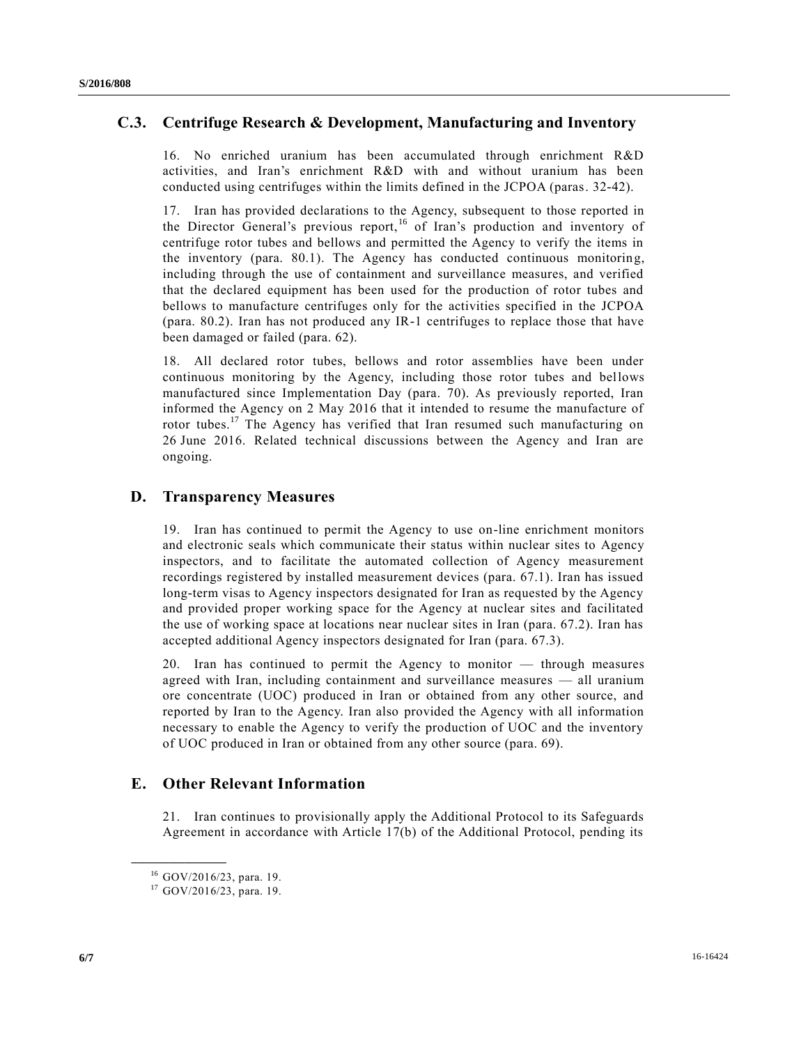## C.3. Centrifuge Research & Development, Manufacturing and Inventory

16. No enriched uranium has been accumulated through enrichment R&D activities, and Iran's enrichment R&D with and without uranium has been conducted using centrifuges within the limits defined in the JCPOA (paras. 32-42).

17. Iran has provided declarations to the Agency, subsequent to those reported in the Director General's previous report,[16] of Iran's production and inventory of centrifuge rotor tubes and bellows and permitted the Agency to verify the items in the inventory (para. 80.1). The Agency has conducted continuous monitoring, including through the use of containment and surveillance measures, and verified that the declared equipment has been used for the production of rotor tubes and bellows to manufacture centrifuges only for the activities specified in the JCPOA (para. 80.2). Iran has not produced any IR-1 centrifuges to replace those that have been damaged or failed (para. 62).

18. All declared rotor tubes, bellows and rotor assemblies have been under continuous monitoring by the Agency, including those rotor tubes and bellows manufactured since Implementation Day (para. 70). As previously reported, Iran informed the Agency on 2 May 2016 that it intended to resume the manufacture of rotor tubes.[17] The Agency has verified that Iran resumed such manufacturing on 26 June 2016. Related technical discussions between the Agency and Iran are ongoing.

## D. Transparency Measures

19. Iran has continued to permit the Agency to use on-line enrichment monitors and electronic seals which communicate their status within nuclear sites to Agency inspectors, and to facilitate the automated collection of Agency measurement recordings registered by installed measurement devices (para. 67.1). Iran has issued long-term visas to Agency inspectors designated for Iran as requested by the Agency and provided proper working space for the Agency at nuclear sites and facilitated the use of working space at locations near nuclear sites in Iran (para. 67.2). Iran has accepted additional Agency inspectors designated for Iran (para. 67.3).

20. Iran has continued to permit the Agency to monitor — through measures agreed with Iran, including containment and surveillance measures — all uranium ore concentrate (UOC) produced in Iran or obtained from any other source, and reported by Iran to the Agency. Iran also provided the Agency with all information necessary to enable the Agency to verify the production of UOC and the inventory of UOC produced in Iran or obtained from any other source (para. 69).

## E. Other Relevant Information

21. Iran continues to provisionally apply the Additional Protocol to its Safeguards Agreement in accordance with Article 17(b) of the Additional Protocol, pending its

---

[16] GOV/2016/23, para. 19.

[17] GOV/2016/23, para. 19.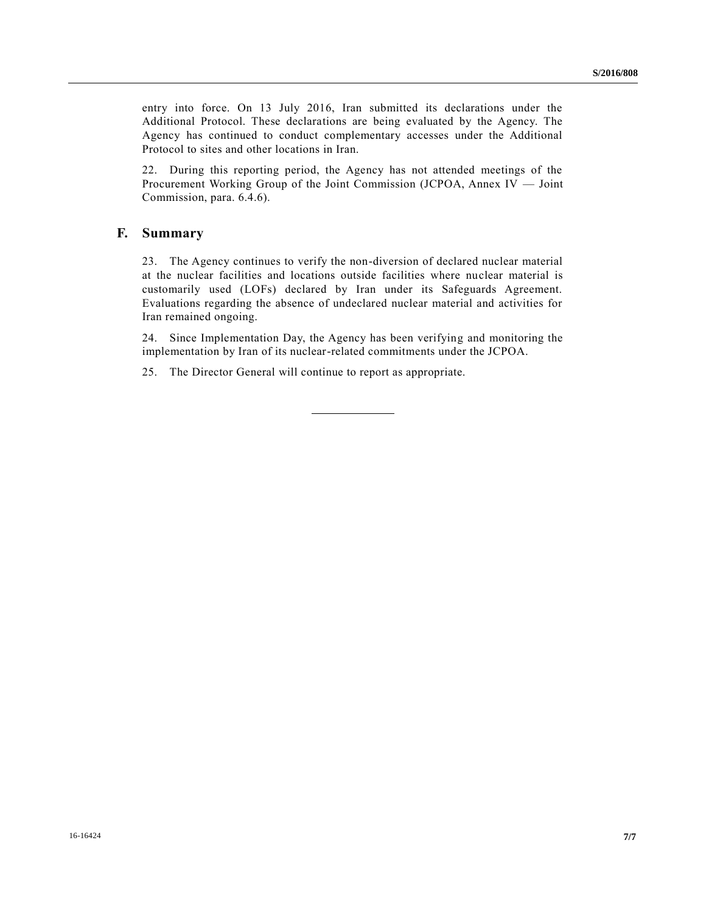entry into force. On 13 July 2016, Iran submitted its declarations under the Additional Protocol. These declarations are being evaluated by the Agency. The Agency has continued to conduct complementary accesses under the Additional Protocol to sites and other locations in Iran.

22. During this reporting period, the Agency has not attended meetings of the Procurement Working Group of the Joint Commission (JCPOA, Annex IV — Joint Commission, para. 6.4.6).

## F. Summary

23. The Agency continues to verify the non-diversion of declared nuclear material at the nuclear facilities and locations outside facilities where nuclear material is customarily used (LOFs) declared by Iran under its Safeguards Agreement. Evaluations regarding the absence of undeclared nuclear material and activities for Iran remained ongoing.

24. Since Implementation Day, the Agency has been verifying and monitoring the implementation by Iran of its nuclear-related commitments under the JCPOA.

25. The Director General will continue to report as appropriate.